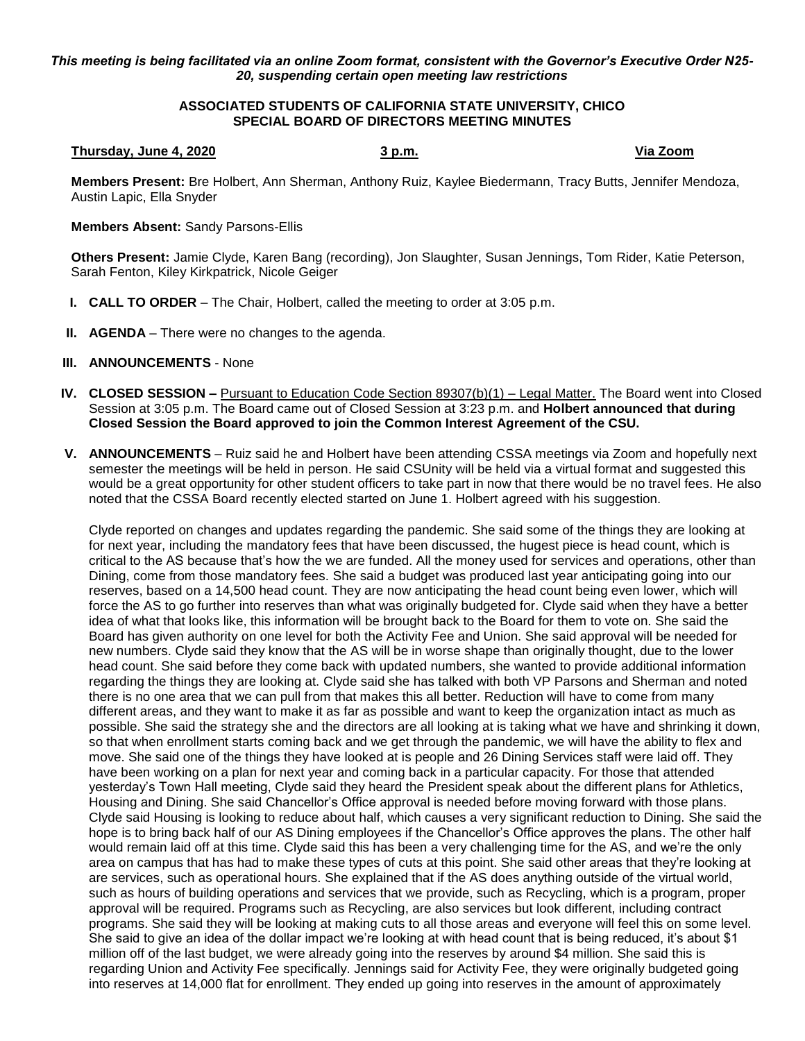*This meeting is being facilitated via an online Zoom format, consistent with the Governor's Executive Order N25-20, suspending certain open meeting law restrictions*

**ASSOCIATED STUDENTS OF CALIFORNIA STATE UNIVERSITY, CHICO**
**SPECIAL BOARD OF DIRECTORS MEETING MINUTES**

**Thursday, June 4, 2020** | **3 p.m.** | **Via Zoom**

**Members Present:** Bre Holbert, Ann Sherman, Anthony Ruiz, Kaylee Biedermann, Tracy Butts, Jennifer Mendoza, Austin Lapic, Ella Snyder

**Members Absent:** Sandy Parsons-Ellis

**Others Present:** Jamie Clyde, Karen Bang (recording), Jon Slaughter, Susan Jennings, Tom Rider, Katie Peterson, Sarah Fenton, Kiley Kirkpatrick, Nicole Geiger

**I. CALL TO ORDER** – The Chair, Holbert, called the meeting to order at 3:05 p.m.

**II. AGENDA** – There were no changes to the agenda.

**III. ANNOUNCEMENTS** - None

**IV. CLOSED SESSION –** Pursuant to Education Code Section 89307(b)(1) – Legal Matter. The Board went into Closed Session at 3:05 p.m. The Board came out of Closed Session at 3:23 p.m. and **Holbert announced that during Closed Session the Board approved to join the Common Interest Agreement of the CSU.**

**V. ANNOUNCEMENTS** – Ruiz said he and Holbert have been attending CSSA meetings via Zoom and hopefully next semester the meetings will be held in person. He said CSUnity will be held via a virtual format and suggested this would be a great opportunity for other student officers to take part in now that there would be no travel fees. He also noted that the CSSA Board recently elected started on June 1. Holbert agreed with his suggestion.

Clyde reported on changes and updates regarding the pandemic. She said some of the things they are looking at for next year, including the mandatory fees that have been discussed, the hugest piece is head count, which is critical to the AS because that's how the we are funded. All the money used for services and operations, other than Dining, come from those mandatory fees. She said a budget was produced last year anticipating going into our reserves, based on a 14,500 head count. They are now anticipating the head count being even lower, which will force the AS to go further into reserves than what was originally budgeted for. Clyde said when they have a better idea of what that looks like, this information will be brought back to the Board for them to vote on. She said the Board has given authority on one level for both the Activity Fee and Union. She said approval will be needed for new numbers. Clyde said they know that the AS will be in worse shape than originally thought, due to the lower head count. She said before they come back with updated numbers, she wanted to provide additional information regarding the things they are looking at. Clyde said she has talked with both VP Parsons and Sherman and noted there is no one area that we can pull from that makes this all better. Reduction will have to come from many different areas, and they want to make it as far as possible and want to keep the organization intact as much as possible. She said the strategy she and the directors are all looking at is taking what we have and shrinking it down, so that when enrollment starts coming back and we get through the pandemic, we will have the ability to flex and move. She said one of the things they have looked at is people and 26 Dining Services staff were laid off. They have been working on a plan for next year and coming back in a particular capacity. For those that attended yesterday's Town Hall meeting, Clyde said they heard the President speak about the different plans for Athletics, Housing and Dining. She said Chancellor's Office approval is needed before moving forward with those plans. Clyde said Housing is looking to reduce about half, which causes a very significant reduction to Dining. She said the hope is to bring back half of our AS Dining employees if the Chancellor's Office approves the plans. The other half would remain laid off at this time. Clyde said this has been a very challenging time for the AS, and we're the only area on campus that has had to make these types of cuts at this point. She said other areas that they're looking at are services, such as operational hours. She explained that if the AS does anything outside of the virtual world, such as hours of building operations and services that we provide, such as Recycling, which is a program, proper approval will be required. Programs such as Recycling, are also services but look different, including contract programs. She said they will be looking at making cuts to all those areas and everyone will feel this on some level. She said to give an idea of the dollar impact we're looking at with head count that is being reduced, it's about $1 million off of the last budget, we were already going into the reserves by around $4 million. She said this is regarding Union and Activity Fee specifically. Jennings said for Activity Fee, they were originally budgeted going into reserves at 14,000 flat for enrollment. They ended up going into reserves in the amount of approximately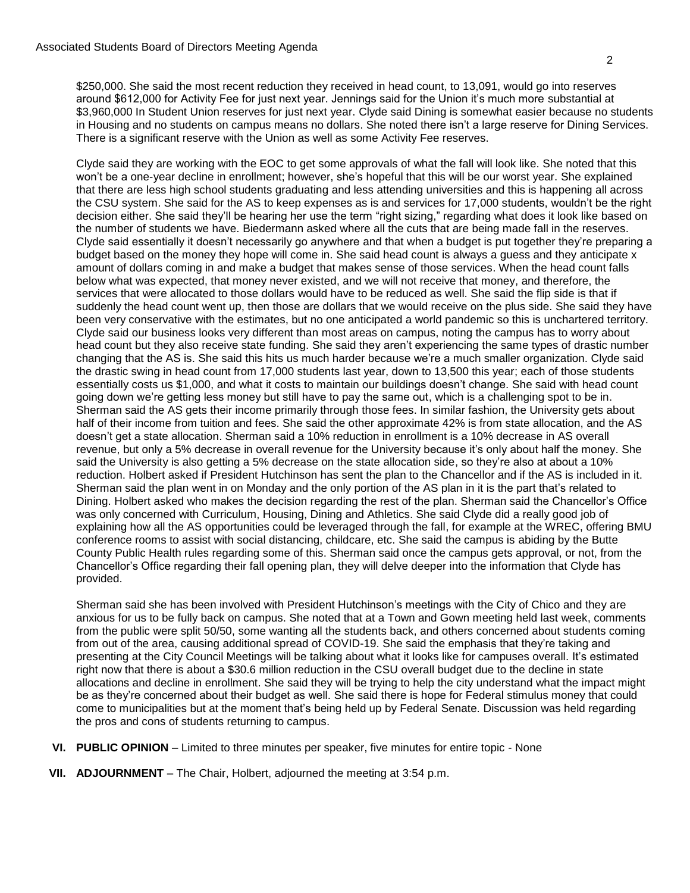$250,000. She said the most recent reduction they received in head count, to 13,091, would go into reserves around $612,000 for Activity Fee for just next year. Jennings said for the Union it's much more substantial at $3,960,000 In Student Union reserves for just next year. Clyde said Dining is somewhat easier because no students in Housing and no students on campus means no dollars. She noted there isn't a large reserve for Dining Services. There is a significant reserve with the Union as well as some Activity Fee reserves.

Clyde said they are working with the EOC to get some approvals of what the fall will look like. She noted that this won't be a one-year decline in enrollment; however, she's hopeful that this will be our worst year. She explained that there are less high school students graduating and less attending universities and this is happening all across the CSU system. She said for the AS to keep expenses as is and services for 17,000 students, wouldn't be the right decision either. She said they'll be hearing her use the term "right sizing," regarding what does it look like based on the number of students we have. Biedermann asked where all the cuts that are being made fall in the reserves. Clyde said essentially it doesn't necessarily go anywhere and that when a budget is put together they're preparing a budget based on the money they hope will come in. She said head count is always a guess and they anticipate x amount of dollars coming in and make a budget that makes sense of those services. When the head count falls below what was expected, that money never existed, and we will not receive that money, and therefore, the services that were allocated to those dollars would have to be reduced as well. She said the flip side is that if suddenly the head count went up, then those are dollars that we would receive on the plus side. She said they have been very conservative with the estimates, but no one anticipated a world pandemic so this is unchartered territory. Clyde said our business looks very different than most areas on campus, noting the campus has to worry about head count but they also receive state funding. She said they aren't experiencing the same types of drastic number changing that the AS is. She said this hits us much harder because we're a much smaller organization. Clyde said the drastic swing in head count from 17,000 students last year, down to 13,500 this year; each of those students essentially costs us $1,000, and what it costs to maintain our buildings doesn't change. She said with head count going down we're getting less money but still have to pay the same out, which is a challenging spot to be in. Sherman said the AS gets their income primarily through those fees. In similar fashion, the University gets about half of their income from tuition and fees. She said the other approximate 42% is from state allocation, and the AS doesn't get a state allocation. Sherman said a 10% reduction in enrollment is a 10% decrease in AS overall revenue, but only a 5% decrease in overall revenue for the University because it's only about half the money. She said the University is also getting a 5% decrease on the state allocation side, so they're also at about a 10% reduction. Holbert asked if President Hutchinson has sent the plan to the Chancellor and if the AS is included in it. Sherman said the plan went in on Monday and the only portion of the AS plan in it is the part that's related to Dining. Holbert asked who makes the decision regarding the rest of the plan. Sherman said the Chancellor's Office was only concerned with Curriculum, Housing, Dining and Athletics. She said Clyde did a really good job of explaining how all the AS opportunities could be leveraged through the fall, for example at the WREC, offering BMU conference rooms to assist with social distancing, childcare, etc. She said the campus is abiding by the Butte County Public Health rules regarding some of this. Sherman said once the campus gets approval, or not, from the Chancellor's Office regarding their fall opening plan, they will delve deeper into the information that Clyde has provided.

Sherman said she has been involved with President Hutchinson's meetings with the City of Chico and they are anxious for us to be fully back on campus. She noted that at a Town and Gown meeting held last week, comments from the public were split 50/50, some wanting all the students back, and others concerned about students coming from out of the area, causing additional spread of COVID-19. She said the emphasis that they're taking and presenting at the City Council Meetings will be talking about what it looks like for campuses overall. It's estimated right now that there is about a $30.6 million reduction in the CSU overall budget due to the decline in state allocations and decline in enrollment. She said they will be trying to help the city understand what the impact might be as they're concerned about their budget as well. She said there is hope for Federal stimulus money that could come to municipalities but at the moment that's being held up by Federal Senate. Discussion was held regarding the pros and cons of students returning to campus.

**VI. PUBLIC OPINION** – Limited to three minutes per speaker, five minutes for entire topic - None

**VII. ADJOURNMENT** – The Chair, Holbert, adjourned the meeting at 3:54 p.m.